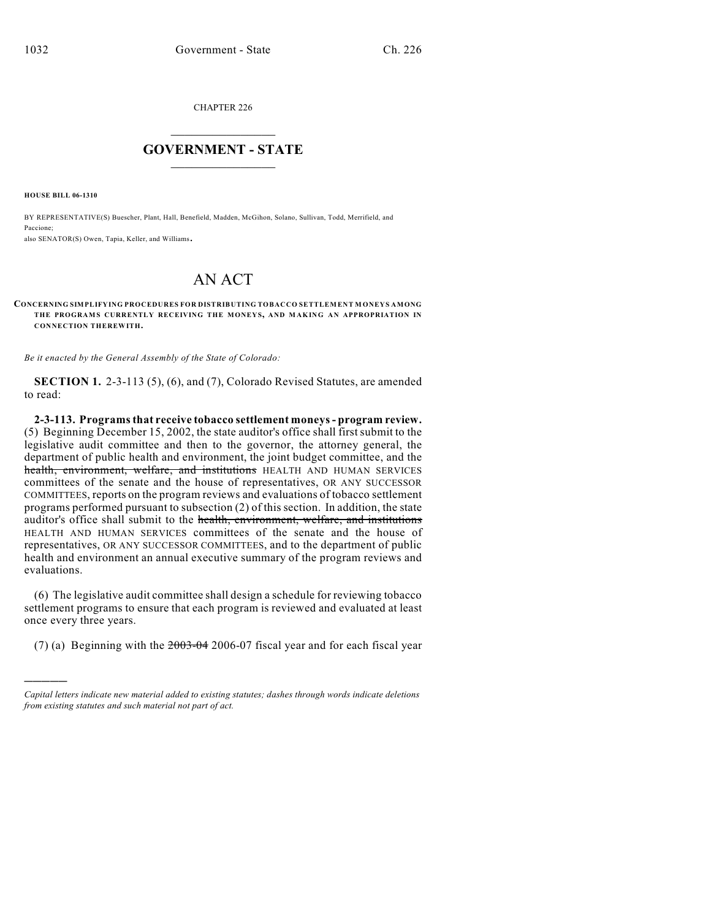CHAPTER 226

## GOVERNMENT - STATE

**HOUSE BILL 06-1310**

BY REPRESENTATIVE(S) Buescher, Plant, Hall, Benefield, Madden, McGihon, Solano, Sullivan, Todd, Merrifield, and Paccione;
also SENATOR(S) Owen, Tapia, Keller, and Williams.

# AN ACT

**CONCERNING SIMPLIFYING PROCEDURES FOR DISTRIBUTING TOBACCO SETTLEMENT MONEYS AMONG THE PROGRAMS CURRENTLY RECEIVING THE MONEYS, AND MAKING AN APPROPRIATION IN CONNECTION THEREWITH.**

*Be it enacted by the General Assembly of the State of Colorado:*

**SECTION 1.** 2-3-113 (5), (6), and (7), Colorado Revised Statutes, are amended to read:

**2-3-113. Programs that receive tobacco settlement moneys - program review.** (5) Beginning December 15, 2002, the state auditor's office shall first submit to the legislative audit committee and then to the governor, the attorney general, the department of public health and environment, the joint budget committee, and the ~~health, environment, welfare, and institutions~~ HEALTH AND HUMAN SERVICES committees of the senate and the house of representatives, OR ANY SUCCESSOR COMMITTEES, reports on the program reviews and evaluations of tobacco settlement programs performed pursuant to subsection (2) of this section. In addition, the state auditor's office shall submit to the ~~health, environment, welfare, and institutions~~ HEALTH AND HUMAN SERVICES committees of the senate and the house of representatives, OR ANY SUCCESSOR COMMITTEES, and to the department of public health and environment an annual executive summary of the program reviews and evaluations.

(6) The legislative audit committee shall design a schedule for reviewing tobacco settlement programs to ensure that each program is reviewed and evaluated at least once every three years.

(7) (a) Beginning with the ~~2003-04~~ 2006-07 fiscal year and for each fiscal year

---

*Capital letters indicate new material added to existing statutes; dashes through words indicate deletions from existing statutes and such material not part of act.*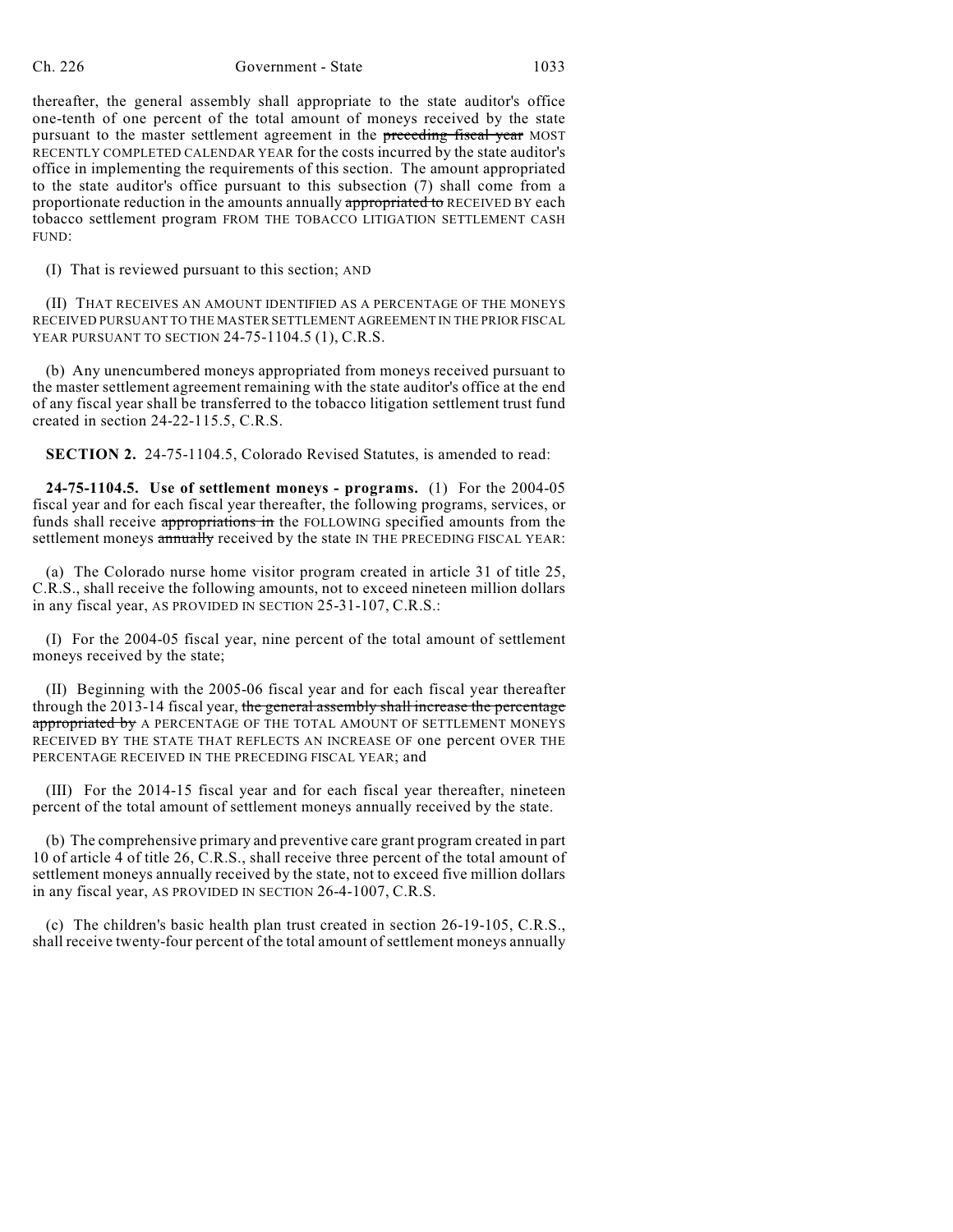thereafter, the general assembly shall appropriate to the state auditor's office one-tenth of one percent of the total amount of moneys received by the state pursuant to the master settlement agreement in the ~~preceding fiscal year~~ MOST RECENTLY COMPLETED CALENDAR YEAR for the costs incurred by the state auditor's office in implementing the requirements of this section. The amount appropriated to the state auditor's office pursuant to this subsection (7) shall come from a proportionate reduction in the amounts annually ~~appropriated to~~ RECEIVED BY each tobacco settlement program FROM THE TOBACCO LITIGATION SETTLEMENT CASH FUND:

(I) That is reviewed pursuant to this section; AND

(II) THAT RECEIVES AN AMOUNT IDENTIFIED AS A PERCENTAGE OF THE MONEYS RECEIVED PURSUANT TO THE MASTER SETTLEMENT AGREEMENT IN THE PRIOR FISCAL YEAR PURSUANT TO SECTION 24-75-1104.5 (1), C.R.S.

(b) Any unencumbered moneys appropriated from moneys received pursuant to the master settlement agreement remaining with the state auditor's office at the end of any fiscal year shall be transferred to the tobacco litigation settlement trust fund created in section 24-22-115.5, C.R.S.

**SECTION 2.** 24-75-1104.5, Colorado Revised Statutes, is amended to read:

**24-75-1104.5. Use of settlement moneys - programs.** (1) For the 2004-05 fiscal year and for each fiscal year thereafter, the following programs, services, or funds shall receive ~~appropriations in~~ the FOLLOWING specified amounts from the settlement moneys ~~annually~~ received by the state IN THE PRECEDING FISCAL YEAR:

(a) The Colorado nurse home visitor program created in article 31 of title 25, C.R.S., shall receive the following amounts, not to exceed nineteen million dollars in any fiscal year, AS PROVIDED IN SECTION 25-31-107, C.R.S.:

(I) For the 2004-05 fiscal year, nine percent of the total amount of settlement moneys received by the state;

(II) Beginning with the 2005-06 fiscal year and for each fiscal year thereafter through the 2013-14 fiscal year, ~~the general assembly shall increase the percentage appropriated by~~ A PERCENTAGE OF THE TOTAL AMOUNT OF SETTLEMENT MONEYS RECEIVED BY THE STATE THAT REFLECTS AN INCREASE OF one percent OVER THE PERCENTAGE RECEIVED IN THE PRECEDING FISCAL YEAR; and

(III) For the 2014-15 fiscal year and for each fiscal year thereafter, nineteen percent of the total amount of settlement moneys annually received by the state.

(b) The comprehensive primary and preventive care grant program created in part 10 of article 4 of title 26, C.R.S., shall receive three percent of the total amount of settlement moneys annually received by the state, not to exceed five million dollars in any fiscal year, AS PROVIDED IN SECTION 26-4-1007, C.R.S.

(c) The children's basic health plan trust created in section 26-19-105, C.R.S., shall receive twenty-four percent of the total amount of settlement moneys annually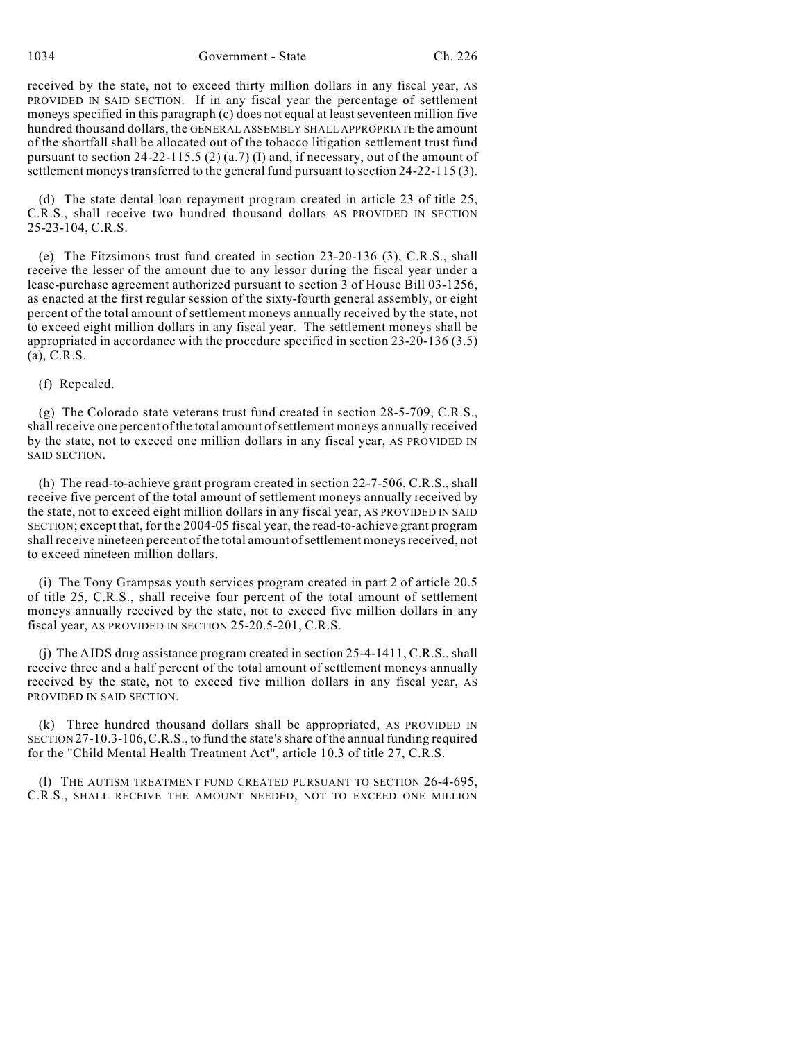received by the state, not to exceed thirty million dollars in any fiscal year, AS PROVIDED IN SAID SECTION. If in any fiscal year the percentage of settlement moneys specified in this paragraph (c) does not equal at least seventeen million five hundred thousand dollars, the GENERAL ASSEMBLY SHALL APPROPRIATE the amount of the shortfall ~~shall be allocated~~ out of the tobacco litigation settlement trust fund pursuant to section 24-22-115.5 (2) (a.7) (I) and, if necessary, out of the amount of settlement moneys transferred to the general fund pursuant to section 24-22-115 (3).

(d) The state dental loan repayment program created in article 23 of title 25, C.R.S., shall receive two hundred thousand dollars AS PROVIDED IN SECTION 25-23-104, C.R.S.

(e) The Fitzsimons trust fund created in section 23-20-136 (3), C.R.S., shall receive the lesser of the amount due to any lessor during the fiscal year under a lease-purchase agreement authorized pursuant to section 3 of House Bill 03-1256, as enacted at the first regular session of the sixty-fourth general assembly, or eight percent of the total amount of settlement moneys annually received by the state, not to exceed eight million dollars in any fiscal year. The settlement moneys shall be appropriated in accordance with the procedure specified in section 23-20-136 (3.5) (a), C.R.S.

(f) Repealed.

(g) The Colorado state veterans trust fund created in section 28-5-709, C.R.S., shall receive one percent of the total amount of settlement moneys annually received by the state, not to exceed one million dollars in any fiscal year, AS PROVIDED IN SAID SECTION.

(h) The read-to-achieve grant program created in section 22-7-506, C.R.S., shall receive five percent of the total amount of settlement moneys annually received by the state, not to exceed eight million dollars in any fiscal year, AS PROVIDED IN SAID SECTION; except that, for the 2004-05 fiscal year, the read-to-achieve grant program shall receive nineteen percent of the total amount of settlement moneys received, not to exceed nineteen million dollars.

(i) The Tony Grampsas youth services program created in part 2 of article 20.5 of title 25, C.R.S., shall receive four percent of the total amount of settlement moneys annually received by the state, not to exceed five million dollars in any fiscal year, AS PROVIDED IN SECTION 25-20.5-201, C.R.S.

(j) The AIDS drug assistance program created in section 25-4-1411, C.R.S., shall receive three and a half percent of the total amount of settlement moneys annually received by the state, not to exceed five million dollars in any fiscal year, AS PROVIDED IN SAID SECTION.

(k) Three hundred thousand dollars shall be appropriated, AS PROVIDED IN SECTION 27-10.3-106, C.R.S., to fund the state's share of the annual funding required for the "Child Mental Health Treatment Act", article 10.3 of title 27, C.R.S.

(l) THE AUTISM TREATMENT FUND CREATED PURSUANT TO SECTION 26-4-695, C.R.S., SHALL RECEIVE THE AMOUNT NEEDED, NOT TO EXCEED ONE MILLION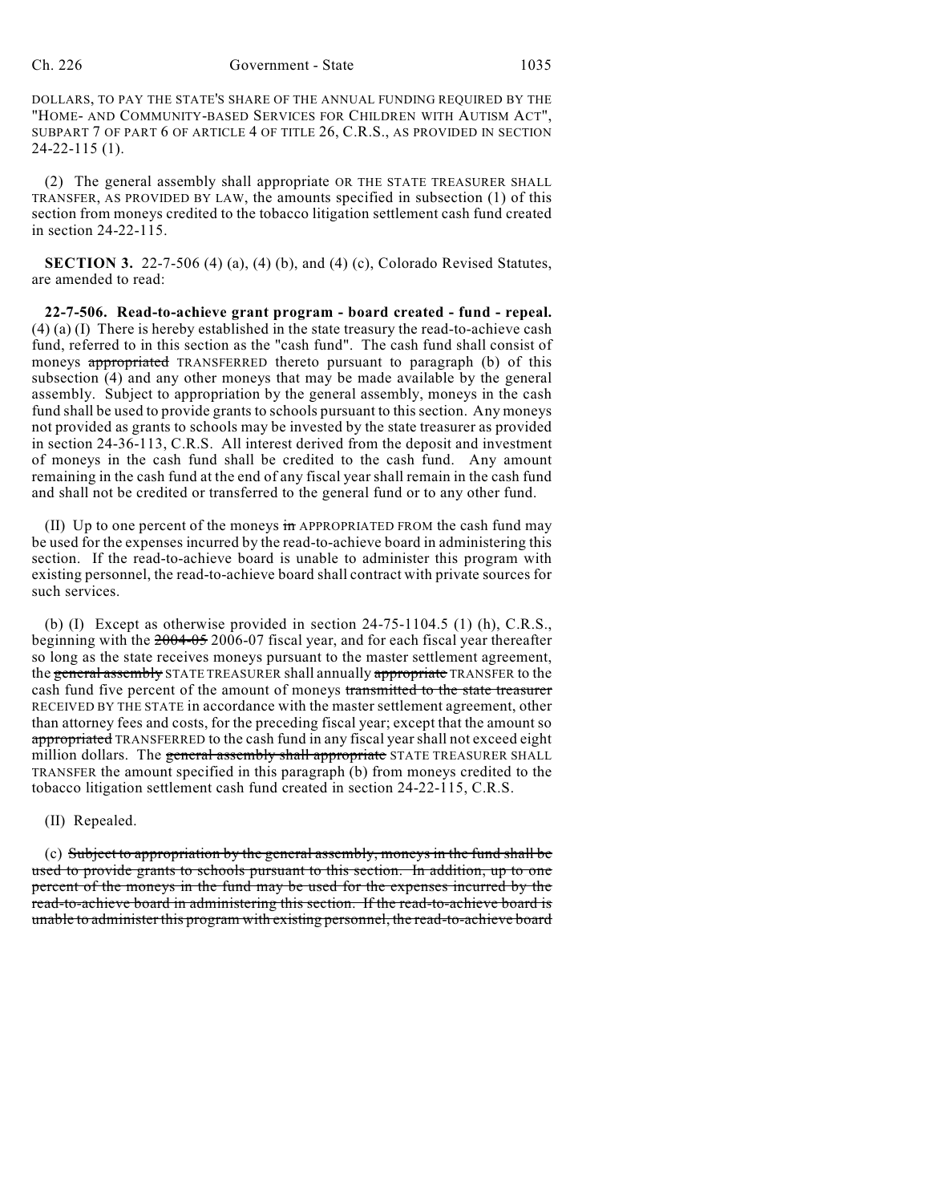DOLLARS, TO PAY THE STATE'S SHARE OF THE ANNUAL FUNDING REQUIRED BY THE "HOME- AND COMMUNITY-BASED SERVICES FOR CHILDREN WITH AUTISM ACT", SUBPART 7 OF PART 6 OF ARTICLE 4 OF TITLE 26, C.R.S., AS PROVIDED IN SECTION 24-22-115 (1).

(2) The general assembly shall appropriate OR THE STATE TREASURER SHALL TRANSFER, AS PROVIDED BY LAW, the amounts specified in subsection (1) of this section from moneys credited to the tobacco litigation settlement cash fund created in section 24-22-115.

**SECTION 3.** 22-7-506 (4) (a), (4) (b), and (4) (c), Colorado Revised Statutes, are amended to read:

**22-7-506. Read-to-achieve grant program - board created - fund - repeal.** (4) (a) (I) There is hereby established in the state treasury the read-to-achieve cash fund, referred to in this section as the "cash fund". The cash fund shall consist of moneys ~~appropriated~~ TRANSFERRED thereto pursuant to paragraph (b) of this subsection (4) and any other moneys that may be made available by the general assembly. Subject to appropriation by the general assembly, moneys in the cash fund shall be used to provide grants to schools pursuant to this section. Any moneys not provided as grants to schools may be invested by the state treasurer as provided in section 24-36-113, C.R.S. All interest derived from the deposit and investment of moneys in the cash fund shall be credited to the cash fund. Any amount remaining in the cash fund at the end of any fiscal year shall remain in the cash fund and shall not be credited or transferred to the general fund or to any other fund.

(II) Up to one percent of the moneys ~~in~~ APPROPRIATED FROM the cash fund may be used for the expenses incurred by the read-to-achieve board in administering this section. If the read-to-achieve board is unable to administer this program with existing personnel, the read-to-achieve board shall contract with private sources for such services.

(b) (I) Except as otherwise provided in section 24-75-1104.5 (1) (h), C.R.S., beginning with the ~~2004-05~~ 2006-07 fiscal year, and for each fiscal year thereafter so long as the state receives moneys pursuant to the master settlement agreement, the ~~general assembly~~ STATE TREASURER shall annually ~~appropriate~~ TRANSFER to the cash fund five percent of the amount of moneys ~~transmitted to the state treasurer~~ RECEIVED BY THE STATE in accordance with the master settlement agreement, other than attorney fees and costs, for the preceding fiscal year; except that the amount so ~~appropriated~~ TRANSFERRED to the cash fund in any fiscal year shall not exceed eight million dollars. The ~~general assembly shall appropriate~~ STATE TREASURER SHALL TRANSFER the amount specified in this paragraph (b) from moneys credited to the tobacco litigation settlement cash fund created in section 24-22-115, C.R.S.

(II) Repealed.

(c) ~~Subject to appropriation by the general assembly, moneys in the fund shall be used to provide grants to schools pursuant to this section. In addition, up to one percent of the moneys in the fund may be used for the expenses incurred by the read-to-achieve board in administering this section. If the read-to-achieve board is unable to administer this program with existing personnel, the read-to-achieve board~~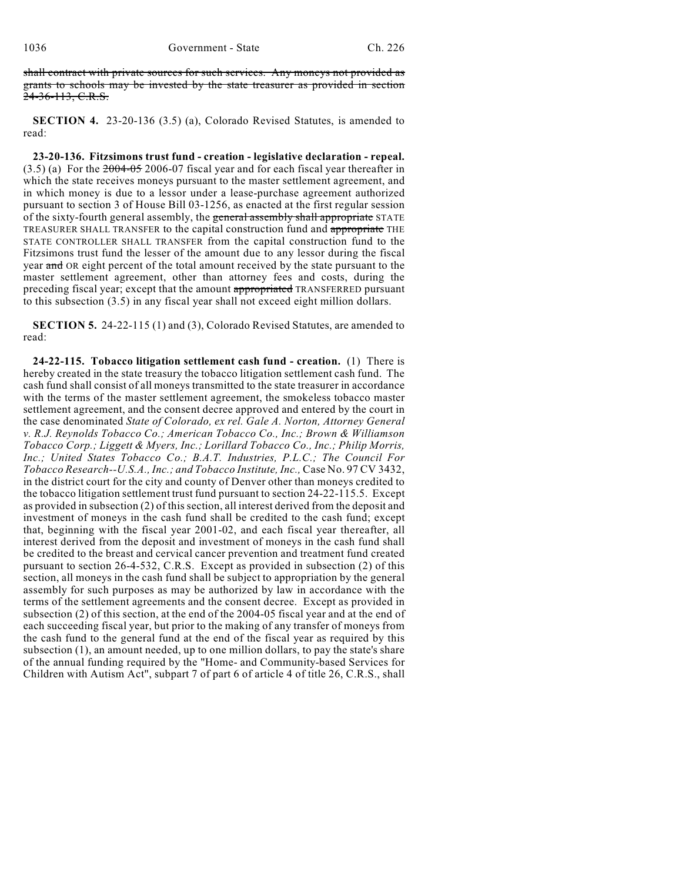~~shall contract with private sources for such services. Any moneys not provided as grants to schools may be invested by the state treasurer as provided in section 24-36-113, C.R.S.~~

**SECTION 4.** 23-20-136 (3.5) (a), Colorado Revised Statutes, is amended to read:

**23-20-136. Fitzsimons trust fund - creation - legislative declaration - repeal.** (3.5) (a) For the ~~2004-05~~ 2006-07 fiscal year and for each fiscal year thereafter in which the state receives moneys pursuant to the master settlement agreement, and in which money is due to a lessor under a lease-purchase agreement authorized pursuant to section 3 of House Bill 03-1256, as enacted at the first regular session of the sixty-fourth general assembly, the ~~general assembly shall appropriate~~ STATE TREASURER SHALL TRANSFER to the capital construction fund and ~~appropriate~~ THE STATE CONTROLLER SHALL TRANSFER from the capital construction fund to the Fitzsimons trust fund the lesser of the amount due to any lessor during the fiscal year ~~and~~ OR eight percent of the total amount received by the state pursuant to the master settlement agreement, other than attorney fees and costs, during the preceding fiscal year; except that the amount ~~appropriated~~ TRANSFERRED pursuant to this subsection (3.5) in any fiscal year shall not exceed eight million dollars.

**SECTION 5.** 24-22-115 (1) and (3), Colorado Revised Statutes, are amended to read:

**24-22-115. Tobacco litigation settlement cash fund - creation.** (1) There is hereby created in the state treasury the tobacco litigation settlement cash fund. The cash fund shall consist of all moneys transmitted to the state treasurer in accordance with the terms of the master settlement agreement, the smokeless tobacco master settlement agreement, and the consent decree approved and entered by the court in the case denominated *State of Colorado, ex rel. Gale A. Norton, Attorney General v. R.J. Reynolds Tobacco Co.; American Tobacco Co., Inc.; Brown & Williamson Tobacco Corp.; Liggett & Myers, Inc.; Lorillard Tobacco Co., Inc.; Philip Morris, Inc.; United States Tobacco Co.; B.A.T. Industries, P.L.C.; The Council For Tobacco Research--U.S.A., Inc.; and Tobacco Institute, Inc.,* Case No. 97 CV 3432, in the district court for the city and county of Denver other than moneys credited to the tobacco litigation settlement trust fund pursuant to section 24-22-115.5. Except as provided in subsection (2) of this section, all interest derived from the deposit and investment of moneys in the cash fund shall be credited to the cash fund; except that, beginning with the fiscal year 2001-02, and each fiscal year thereafter, all interest derived from the deposit and investment of moneys in the cash fund shall be credited to the breast and cervical cancer prevention and treatment fund created pursuant to section 26-4-532, C.R.S. Except as provided in subsection (2) of this section, all moneys in the cash fund shall be subject to appropriation by the general assembly for such purposes as may be authorized by law in accordance with the terms of the settlement agreements and the consent decree. Except as provided in subsection (2) of this section, at the end of the 2004-05 fiscal year and at the end of each succeeding fiscal year, but prior to the making of any transfer of moneys from the cash fund to the general fund at the end of the fiscal year as required by this subsection (1), an amount needed, up to one million dollars, to pay the state's share of the annual funding required by the "Home- and Community-based Services for Children with Autism Act", subpart 7 of part 6 of article 4 of title 26, C.R.S., shall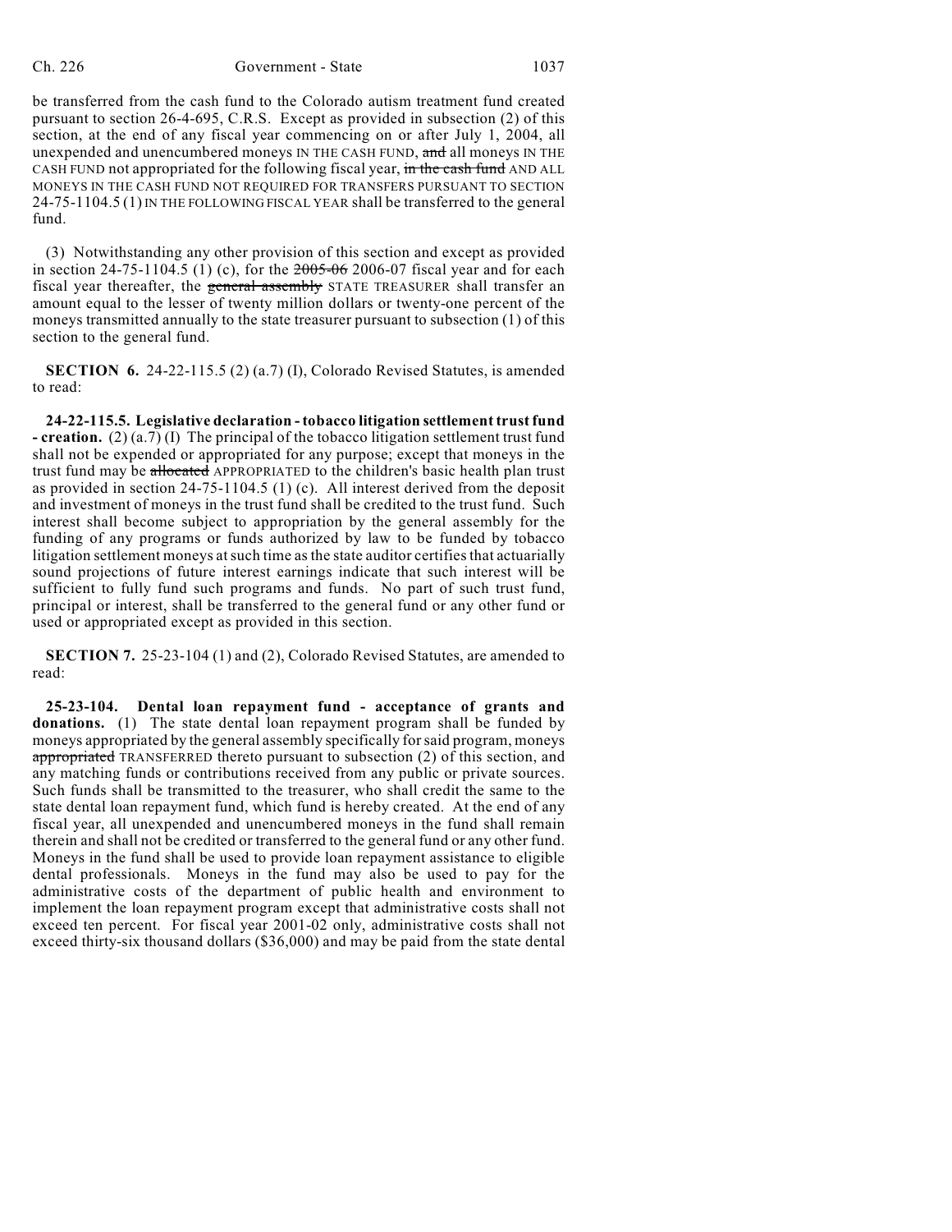be transferred from the cash fund to the Colorado autism treatment fund created pursuant to section 26-4-695, C.R.S. Except as provided in subsection (2) of this section, at the end of any fiscal year commencing on or after July 1, 2004, all unexpended and unencumbered moneys IN THE CASH FUND, ~~and~~ all moneys IN THE CASH FUND not appropriated for the following fiscal year, ~~in the cash fund~~ AND ALL MONEYS IN THE CASH FUND NOT REQUIRED FOR TRANSFERS PURSUANT TO SECTION 24-75-1104.5 (1) IN THE FOLLOWING FISCAL YEAR shall be transferred to the general fund.

(3) Notwithstanding any other provision of this section and except as provided in section 24-75-1104.5 (1) (c), for the ~~2005-06~~ 2006-07 fiscal year and for each fiscal year thereafter, the ~~general assembly~~ STATE TREASURER shall transfer an amount equal to the lesser of twenty million dollars or twenty-one percent of the moneys transmitted annually to the state treasurer pursuant to subsection (1) of this section to the general fund.

**SECTION 6.** 24-22-115.5 (2) (a.7) (I), Colorado Revised Statutes, is amended to read:

**24-22-115.5. Legislative declaration - tobacco litigation settlement trust fund - creation.** (2) (a.7) (I) The principal of the tobacco litigation settlement trust fund shall not be expended or appropriated for any purpose; except that moneys in the trust fund may be ~~allocated~~ APPROPRIATED to the children's basic health plan trust as provided in section 24-75-1104.5 (1) (c). All interest derived from the deposit and investment of moneys in the trust fund shall be credited to the trust fund. Such interest shall become subject to appropriation by the general assembly for the funding of any programs or funds authorized by law to be funded by tobacco litigation settlement moneys at such time as the state auditor certifies that actuarially sound projections of future interest earnings indicate that such interest will be sufficient to fully fund such programs and funds. No part of such trust fund, principal or interest, shall be transferred to the general fund or any other fund or used or appropriated except as provided in this section.

**SECTION 7.** 25-23-104 (1) and (2), Colorado Revised Statutes, are amended to read:

**25-23-104. Dental loan repayment fund - acceptance of grants and donations.** (1) The state dental loan repayment program shall be funded by moneys appropriated by the general assembly specifically for said program, moneys ~~appropriated~~ TRANSFERRED thereto pursuant to subsection (2) of this section, and any matching funds or contributions received from any public or private sources. Such funds shall be transmitted to the treasurer, who shall credit the same to the state dental loan repayment fund, which fund is hereby created. At the end of any fiscal year, all unexpended and unencumbered moneys in the fund shall remain therein and shall not be credited or transferred to the general fund or any other fund. Moneys in the fund shall be used to provide loan repayment assistance to eligible dental professionals. Moneys in the fund may also be used to pay for the administrative costs of the department of public health and environment to implement the loan repayment program except that administrative costs shall not exceed ten percent. For fiscal year 2001-02 only, administrative costs shall not exceed thirty-six thousand dollars ($36,000) and may be paid from the state dental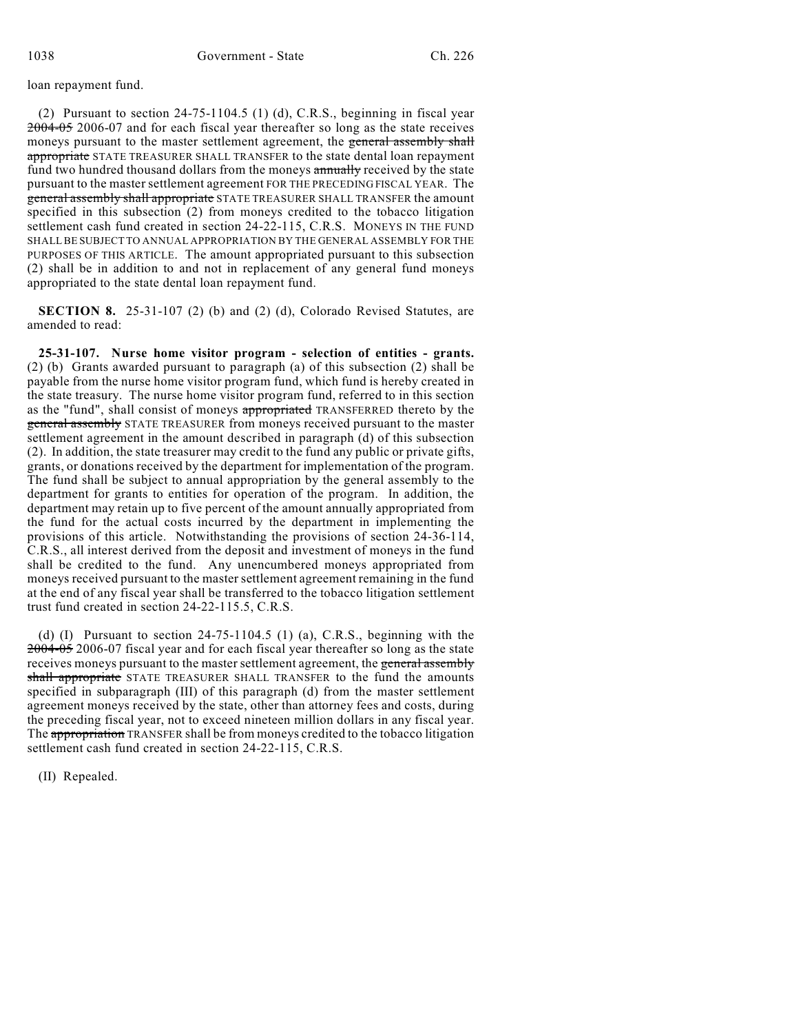loan repayment fund.

(2) Pursuant to section 24-75-1104.5 (1) (d), C.R.S., beginning in fiscal year ~~2004-05~~ 2006-07 and for each fiscal year thereafter so long as the state receives moneys pursuant to the master settlement agreement, the ~~general assembly shall appropriate~~ STATE TREASURER SHALL TRANSFER to the state dental loan repayment fund two hundred thousand dollars from the moneys ~~annually~~ received by the state pursuant to the master settlement agreement FOR THE PRECEDING FISCAL YEAR. The ~~general assembly shall appropriate~~ STATE TREASURER SHALL TRANSFER the amount specified in this subsection (2) from moneys credited to the tobacco litigation settlement cash fund created in section 24-22-115, C.R.S. MONEYS IN THE FUND SHALL BE SUBJECT TO ANNUAL APPROPRIATION BY THE GENERAL ASSEMBLY FOR THE PURPOSES OF THIS ARTICLE. The amount appropriated pursuant to this subsection (2) shall be in addition to and not in replacement of any general fund moneys appropriated to the state dental loan repayment fund.

**SECTION 8.** 25-31-107 (2) (b) and (2) (d), Colorado Revised Statutes, are amended to read:

**25-31-107. Nurse home visitor program - selection of entities - grants.** (2) (b) Grants awarded pursuant to paragraph (a) of this subsection (2) shall be payable from the nurse home visitor program fund, which fund is hereby created in the state treasury. The nurse home visitor program fund, referred to in this section as the "fund", shall consist of moneys ~~appropriated~~ TRANSFERRED thereto by the ~~general assembly~~ STATE TREASURER from moneys received pursuant to the master settlement agreement in the amount described in paragraph (d) of this subsection (2). In addition, the state treasurer may credit to the fund any public or private gifts, grants, or donations received by the department for implementation of the program. The fund shall be subject to annual appropriation by the general assembly to the department for grants to entities for operation of the program. In addition, the department may retain up to five percent of the amount annually appropriated from the fund for the actual costs incurred by the department in implementing the provisions of this article. Notwithstanding the provisions of section 24-36-114, C.R.S., all interest derived from the deposit and investment of moneys in the fund shall be credited to the fund. Any unencumbered moneys appropriated from moneys received pursuant to the master settlement agreement remaining in the fund at the end of any fiscal year shall be transferred to the tobacco litigation settlement trust fund created in section 24-22-115.5, C.R.S.

(d) (I) Pursuant to section 24-75-1104.5 (1) (a), C.R.S., beginning with the ~~2004-05~~ 2006-07 fiscal year and for each fiscal year thereafter so long as the state receives moneys pursuant to the master settlement agreement, the ~~general assembly shall appropriate~~ STATE TREASURER SHALL TRANSFER to the fund the amounts specified in subparagraph (III) of this paragraph (d) from the master settlement agreement moneys received by the state, other than attorney fees and costs, during the preceding fiscal year, not to exceed nineteen million dollars in any fiscal year. The ~~appropriation~~ TRANSFER shall be from moneys credited to the tobacco litigation settlement cash fund created in section 24-22-115, C.R.S.

(II) Repealed.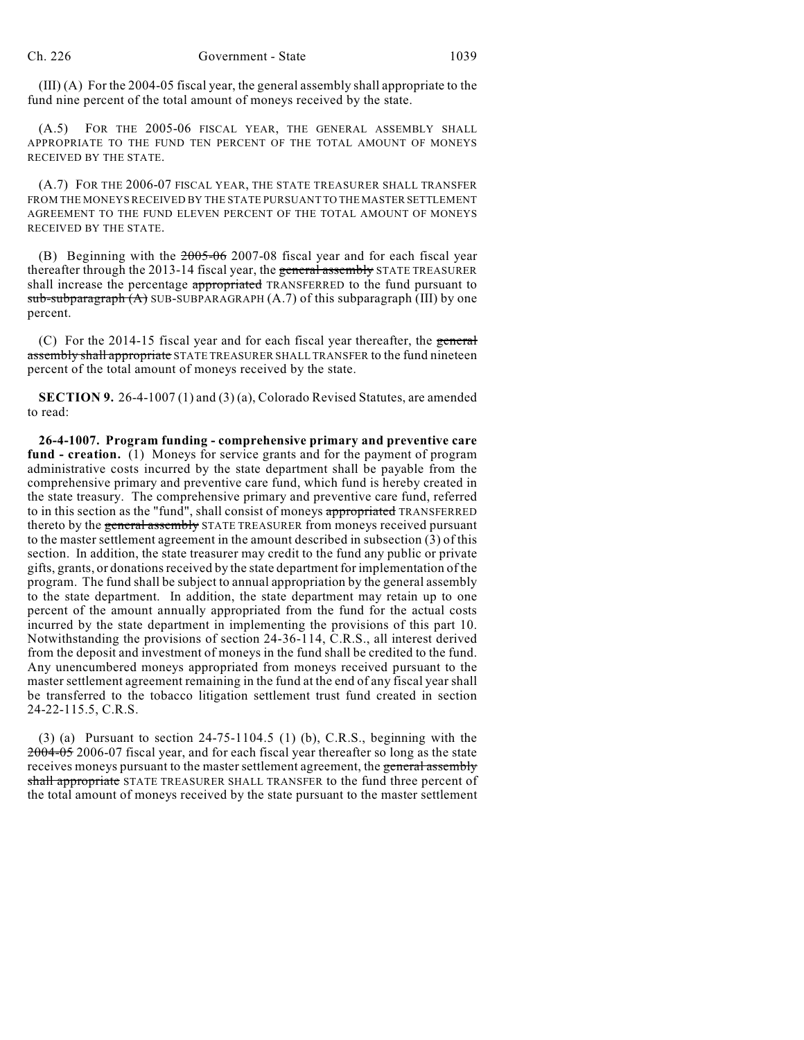(III) (A) For the 2004-05 fiscal year, the general assembly shall appropriate to the fund nine percent of the total amount of moneys received by the state.

(A.5) FOR THE 2005-06 FISCAL YEAR, THE GENERAL ASSEMBLY SHALL APPROPRIATE TO THE FUND TEN PERCENT OF THE TOTAL AMOUNT OF MONEYS RECEIVED BY THE STATE.

(A.7) FOR THE 2006-07 FISCAL YEAR, THE STATE TREASURER SHALL TRANSFER FROM THE MONEYS RECEIVED BY THE STATE PURSUANT TO THE MASTER SETTLEMENT AGREEMENT TO THE FUND ELEVEN PERCENT OF THE TOTAL AMOUNT OF MONEYS RECEIVED BY THE STATE.

(B) Beginning with the ~~2005-06~~ 2007-08 fiscal year and for each fiscal year thereafter through the 2013-14 fiscal year, the ~~general assembly~~ STATE TREASURER shall increase the percentage ~~appropriated~~ TRANSFERRED to the fund pursuant to ~~sub-subparagraph (A)~~ SUB-SUBPARAGRAPH (A.7) of this subparagraph (III) by one percent.

(C) For the 2014-15 fiscal year and for each fiscal year thereafter, the ~~general assembly shall appropriate~~ STATE TREASURER SHALL TRANSFER to the fund nineteen percent of the total amount of moneys received by the state.

**SECTION 9.** 26-4-1007 (1) and (3) (a), Colorado Revised Statutes, are amended to read:

**26-4-1007. Program funding - comprehensive primary and preventive care fund - creation.** (1) Moneys for service grants and for the payment of program administrative costs incurred by the state department shall be payable from the comprehensive primary and preventive care fund, which fund is hereby created in the state treasury. The comprehensive primary and preventive care fund, referred to in this section as the "fund", shall consist of moneys ~~appropriated~~ TRANSFERRED thereto by the ~~general assembly~~ STATE TREASURER from moneys received pursuant to the master settlement agreement in the amount described in subsection (3) of this section. In addition, the state treasurer may credit to the fund any public or private gifts, grants, or donations received by the state department for implementation of the program. The fund shall be subject to annual appropriation by the general assembly to the state department. In addition, the state department may retain up to one percent of the amount annually appropriated from the fund for the actual costs incurred by the state department in implementing the provisions of this part 10. Notwithstanding the provisions of section 24-36-114, C.R.S., all interest derived from the deposit and investment of moneys in the fund shall be credited to the fund. Any unencumbered moneys appropriated from moneys received pursuant to the master settlement agreement remaining in the fund at the end of any fiscal year shall be transferred to the tobacco litigation settlement trust fund created in section 24-22-115.5, C.R.S.

(3) (a) Pursuant to section 24-75-1104.5 (1) (b), C.R.S., beginning with the ~~2004-05~~ 2006-07 fiscal year, and for each fiscal year thereafter so long as the state receives moneys pursuant to the master settlement agreement, the ~~general assembly shall appropriate~~ STATE TREASURER SHALL TRANSFER to the fund three percent of the total amount of moneys received by the state pursuant to the master settlement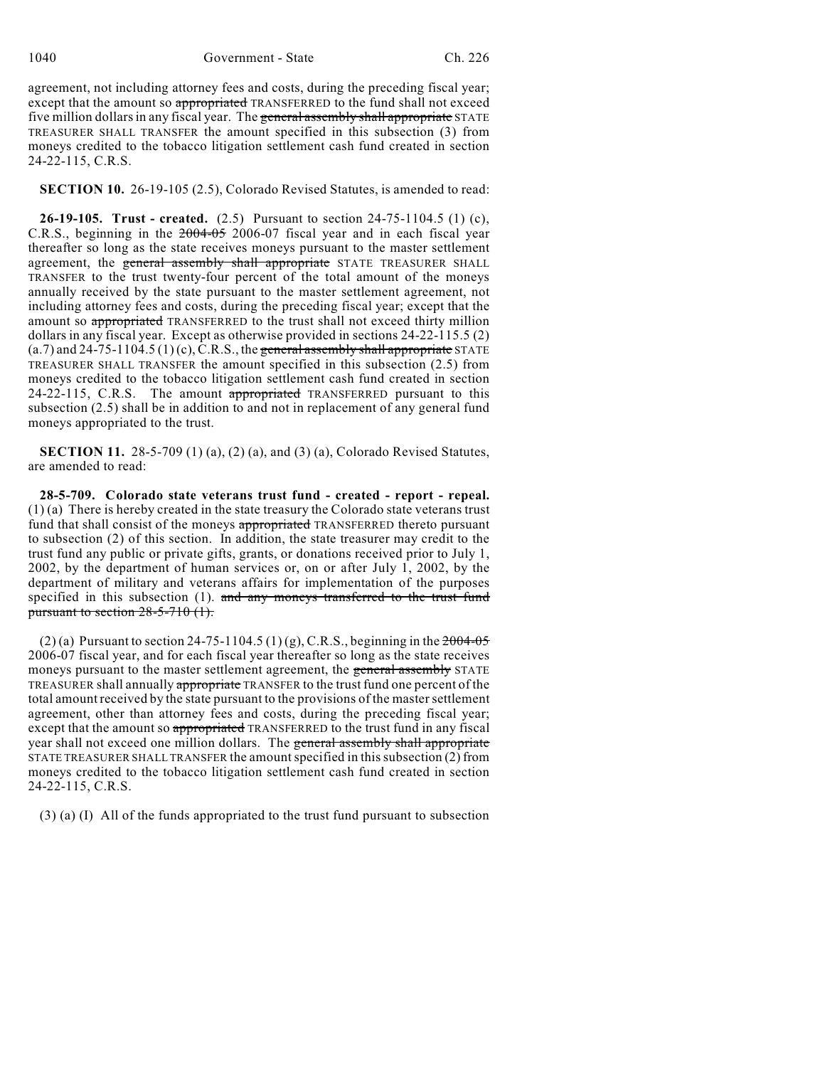agreement, not including attorney fees and costs, during the preceding fiscal year; except that the amount so ~~appropriated~~ TRANSFERRED to the fund shall not exceed five million dollars in any fiscal year. The ~~general assembly shall appropriate~~ STATE TREASURER SHALL TRANSFER the amount specified in this subsection (3) from moneys credited to the tobacco litigation settlement cash fund created in section 24-22-115, C.R.S.

**SECTION 10.** 26-19-105 (2.5), Colorado Revised Statutes, is amended to read:

**26-19-105. Trust - created.** (2.5) Pursuant to section 24-75-1104.5 (1) (c), C.R.S., beginning in the ~~2004-05~~ 2006-07 fiscal year and in each fiscal year thereafter so long as the state receives moneys pursuant to the master settlement agreement, the ~~general assembly shall appropriate~~ STATE TREASURER SHALL TRANSFER to the trust twenty-four percent of the total amount of the moneys annually received by the state pursuant to the master settlement agreement, not including attorney fees and costs, during the preceding fiscal year; except that the amount so ~~appropriated~~ TRANSFERRED to the trust shall not exceed thirty million dollars in any fiscal year. Except as otherwise provided in sections 24-22-115.5 (2) (a.7) and 24-75-1104.5 (1) (c), C.R.S., the ~~general assembly shall appropriate~~ STATE TREASURER SHALL TRANSFER the amount specified in this subsection (2.5) from moneys credited to the tobacco litigation settlement cash fund created in section 24-22-115, C.R.S. The amount ~~appropriated~~ TRANSFERRED pursuant to this subsection (2.5) shall be in addition to and not in replacement of any general fund moneys appropriated to the trust.

**SECTION 11.** 28-5-709 (1) (a), (2) (a), and (3) (a), Colorado Revised Statutes, are amended to read:

**28-5-709. Colorado state veterans trust fund - created - report - repeal.** (1) (a) There is hereby created in the state treasury the Colorado state veterans trust fund that shall consist of the moneys ~~appropriated~~ TRANSFERRED thereto pursuant to subsection (2) of this section. In addition, the state treasurer may credit to the trust fund any public or private gifts, grants, or donations received prior to July 1, 2002, by the department of human services or, on or after July 1, 2002, by the department of military and veterans affairs for implementation of the purposes specified in this subsection (1). ~~and any moneys transferred to the trust fund pursuant to section 28-5-710 (1).~~

(2) (a) Pursuant to section 24-75-1104.5 (1) (g), C.R.S., beginning in the ~~2004-05~~ 2006-07 fiscal year, and for each fiscal year thereafter so long as the state receives moneys pursuant to the master settlement agreement, the ~~general assembly~~ STATE TREASURER shall annually ~~appropriate~~ TRANSFER to the trust fund one percent of the total amount received by the state pursuant to the provisions of the master settlement agreement, other than attorney fees and costs, during the preceding fiscal year; except that the amount so ~~appropriated~~ TRANSFERRED to the trust fund in any fiscal year shall not exceed one million dollars. The ~~general assembly shall appropriate~~ STATE TREASURER SHALL TRANSFER the amount specified in this subsection (2) from moneys credited to the tobacco litigation settlement cash fund created in section 24-22-115, C.R.S.

(3) (a) (I) All of the funds appropriated to the trust fund pursuant to subsection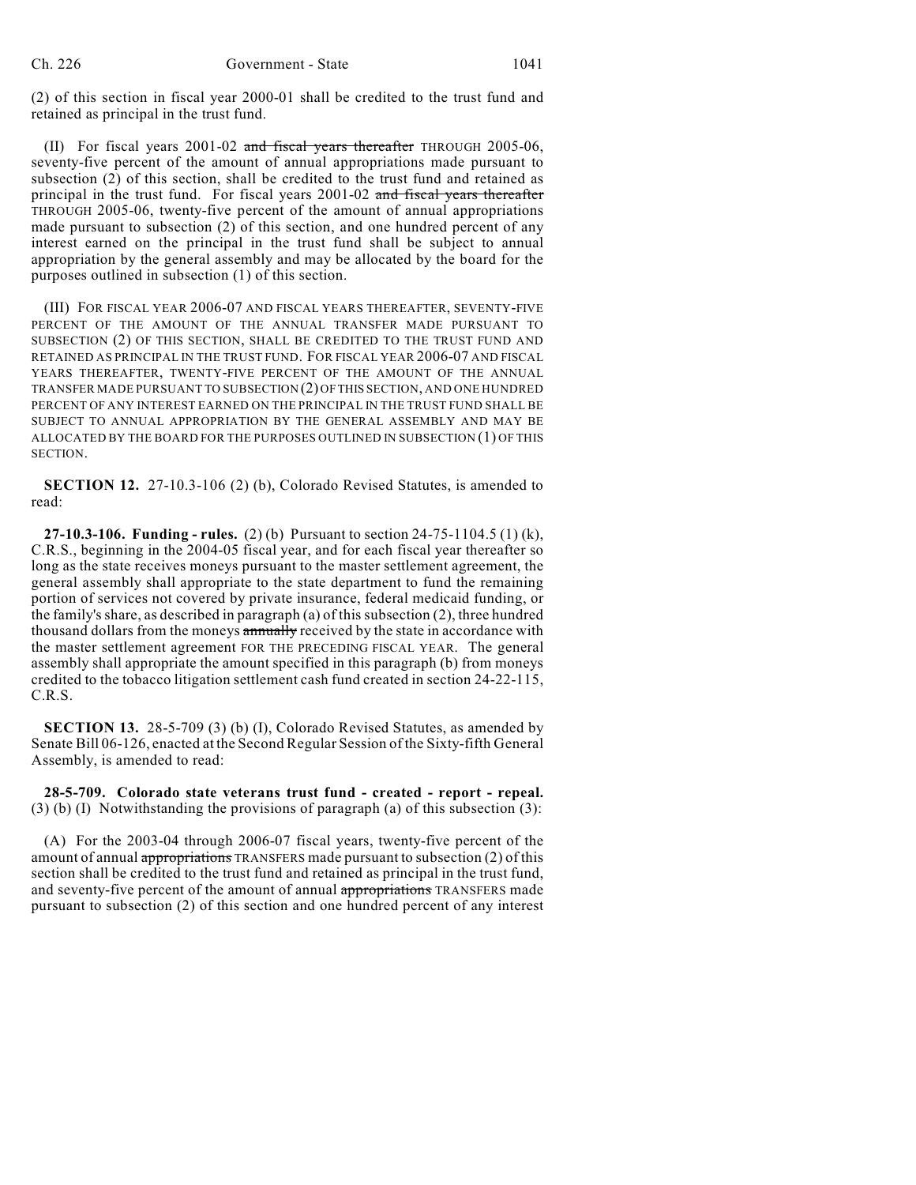(2) of this section in fiscal year 2000-01 shall be credited to the trust fund and retained as principal in the trust fund.

(II) For fiscal years 2001-02 ~~and fiscal years thereafter~~ THROUGH 2005-06, seventy-five percent of the amount of annual appropriations made pursuant to subsection (2) of this section, shall be credited to the trust fund and retained as principal in the trust fund. For fiscal years 2001-02 ~~and fiscal years thereafter~~ THROUGH 2005-06, twenty-five percent of the amount of annual appropriations made pursuant to subsection (2) of this section, and one hundred percent of any interest earned on the principal in the trust fund shall be subject to annual appropriation by the general assembly and may be allocated by the board for the purposes outlined in subsection (1) of this section.

(III) FOR FISCAL YEAR 2006-07 AND FISCAL YEARS THEREAFTER, SEVENTY-FIVE PERCENT OF THE AMOUNT OF THE ANNUAL TRANSFER MADE PURSUANT TO SUBSECTION (2) OF THIS SECTION, SHALL BE CREDITED TO THE TRUST FUND AND RETAINED AS PRINCIPAL IN THE TRUST FUND. FOR FISCAL YEAR 2006-07 AND FISCAL YEARS THEREAFTER, TWENTY-FIVE PERCENT OF THE AMOUNT OF THE ANNUAL TRANSFER MADE PURSUANT TO SUBSECTION (2) OF THIS SECTION, AND ONE HUNDRED PERCENT OF ANY INTEREST EARNED ON THE PRINCIPAL IN THE TRUST FUND SHALL BE SUBJECT TO ANNUAL APPROPRIATION BY THE GENERAL ASSEMBLY AND MAY BE ALLOCATED BY THE BOARD FOR THE PURPOSES OUTLINED IN SUBSECTION (1) OF THIS SECTION.

**SECTION 12.** 27-10.3-106 (2) (b), Colorado Revised Statutes, is amended to read:

**27-10.3-106. Funding - rules.** (2) (b) Pursuant to section 24-75-1104.5 (1) (k), C.R.S., beginning in the 2004-05 fiscal year, and for each fiscal year thereafter so long as the state receives moneys pursuant to the master settlement agreement, the general assembly shall appropriate to the state department to fund the remaining portion of services not covered by private insurance, federal medicaid funding, or the family's share, as described in paragraph (a) of this subsection (2), three hundred thousand dollars from the moneys ~~annually~~ received by the state in accordance with the master settlement agreement FOR THE PRECEDING FISCAL YEAR. The general assembly shall appropriate the amount specified in this paragraph (b) from moneys credited to the tobacco litigation settlement cash fund created in section 24-22-115, C.R.S.

**SECTION 13.** 28-5-709 (3) (b) (I), Colorado Revised Statutes, as amended by Senate Bill 06-126, enacted at the Second Regular Session of the Sixty-fifth General Assembly, is amended to read:

**28-5-709. Colorado state veterans trust fund - created - report - repeal.** (3) (b) (I) Notwithstanding the provisions of paragraph (a) of this subsection (3):

(A) For the 2003-04 through 2006-07 fiscal years, twenty-five percent of the amount of annual ~~appropriations~~ TRANSFERS made pursuant to subsection (2) of this section shall be credited to the trust fund and retained as principal in the trust fund, and seventy-five percent of the amount of annual ~~appropriations~~ TRANSFERS made pursuant to subsection (2) of this section and one hundred percent of any interest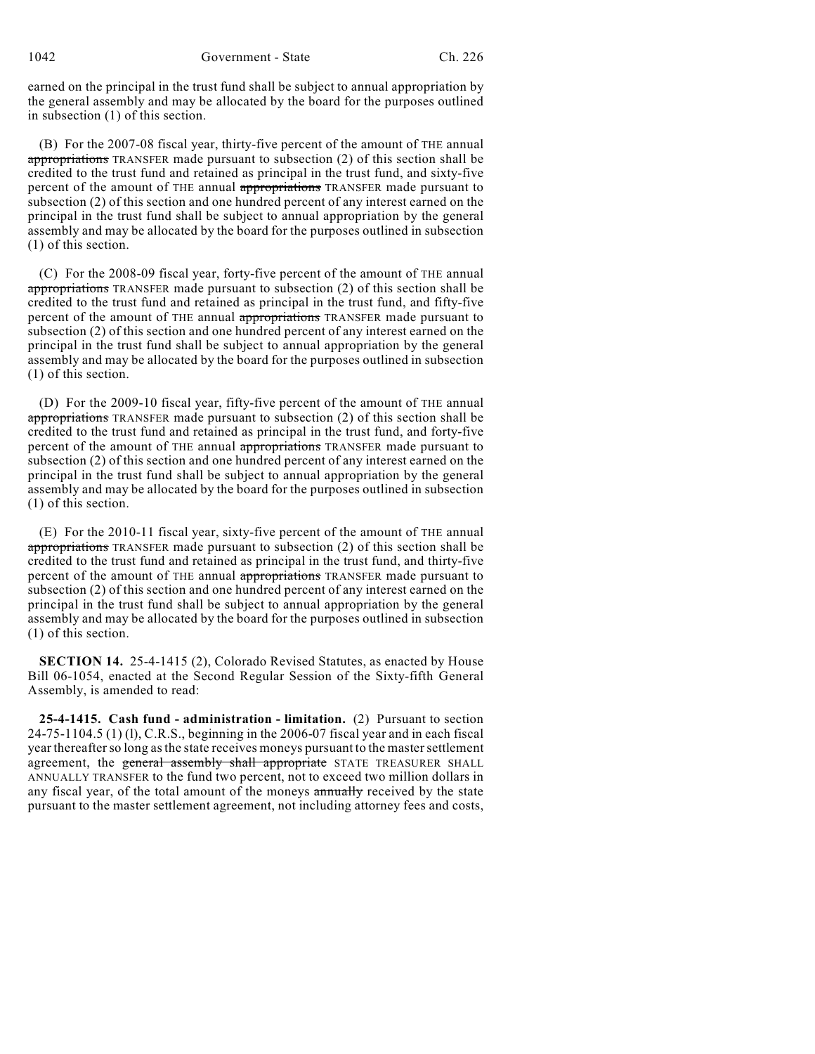earned on the principal in the trust fund shall be subject to annual appropriation by the general assembly and may be allocated by the board for the purposes outlined in subsection (1) of this section.

(B) For the 2007-08 fiscal year, thirty-five percent of the amount of THE annual ~~appropriations~~ TRANSFER made pursuant to subsection (2) of this section shall be credited to the trust fund and retained as principal in the trust fund, and sixty-five percent of the amount of THE annual ~~appropriations~~ TRANSFER made pursuant to subsection (2) of this section and one hundred percent of any interest earned on the principal in the trust fund shall be subject to annual appropriation by the general assembly and may be allocated by the board for the purposes outlined in subsection (1) of this section.

(C) For the 2008-09 fiscal year, forty-five percent of the amount of THE annual ~~appropriations~~ TRANSFER made pursuant to subsection (2) of this section shall be credited to the trust fund and retained as principal in the trust fund, and fifty-five percent of the amount of THE annual ~~appropriations~~ TRANSFER made pursuant to subsection (2) of this section and one hundred percent of any interest earned on the principal in the trust fund shall be subject to annual appropriation by the general assembly and may be allocated by the board for the purposes outlined in subsection (1) of this section.

(D) For the 2009-10 fiscal year, fifty-five percent of the amount of THE annual ~~appropriations~~ TRANSFER made pursuant to subsection (2) of this section shall be credited to the trust fund and retained as principal in the trust fund, and forty-five percent of the amount of THE annual ~~appropriations~~ TRANSFER made pursuant to subsection (2) of this section and one hundred percent of any interest earned on the principal in the trust fund shall be subject to annual appropriation by the general assembly and may be allocated by the board for the purposes outlined in subsection (1) of this section.

(E) For the 2010-11 fiscal year, sixty-five percent of the amount of THE annual ~~appropriations~~ TRANSFER made pursuant to subsection (2) of this section shall be credited to the trust fund and retained as principal in the trust fund, and thirty-five percent of the amount of THE annual ~~appropriations~~ TRANSFER made pursuant to subsection (2) of this section and one hundred percent of any interest earned on the principal in the trust fund shall be subject to annual appropriation by the general assembly and may be allocated by the board for the purposes outlined in subsection (1) of this section.

**SECTION 14.** 25-4-1415 (2), Colorado Revised Statutes, as enacted by House Bill 06-1054, enacted at the Second Regular Session of the Sixty-fifth General Assembly, is amended to read:

**25-4-1415. Cash fund - administration - limitation.** (2) Pursuant to section 24-75-1104.5 (1) (l), C.R.S., beginning in the 2006-07 fiscal year and in each fiscal year thereafter so long as the state receives moneys pursuant to the master settlement agreement, the ~~general assembly shall appropriate~~ STATE TREASURER SHALL ANNUALLY TRANSFER to the fund two percent, not to exceed two million dollars in any fiscal year, of the total amount of the moneys ~~annually~~ received by the state pursuant to the master settlement agreement, not including attorney fees and costs,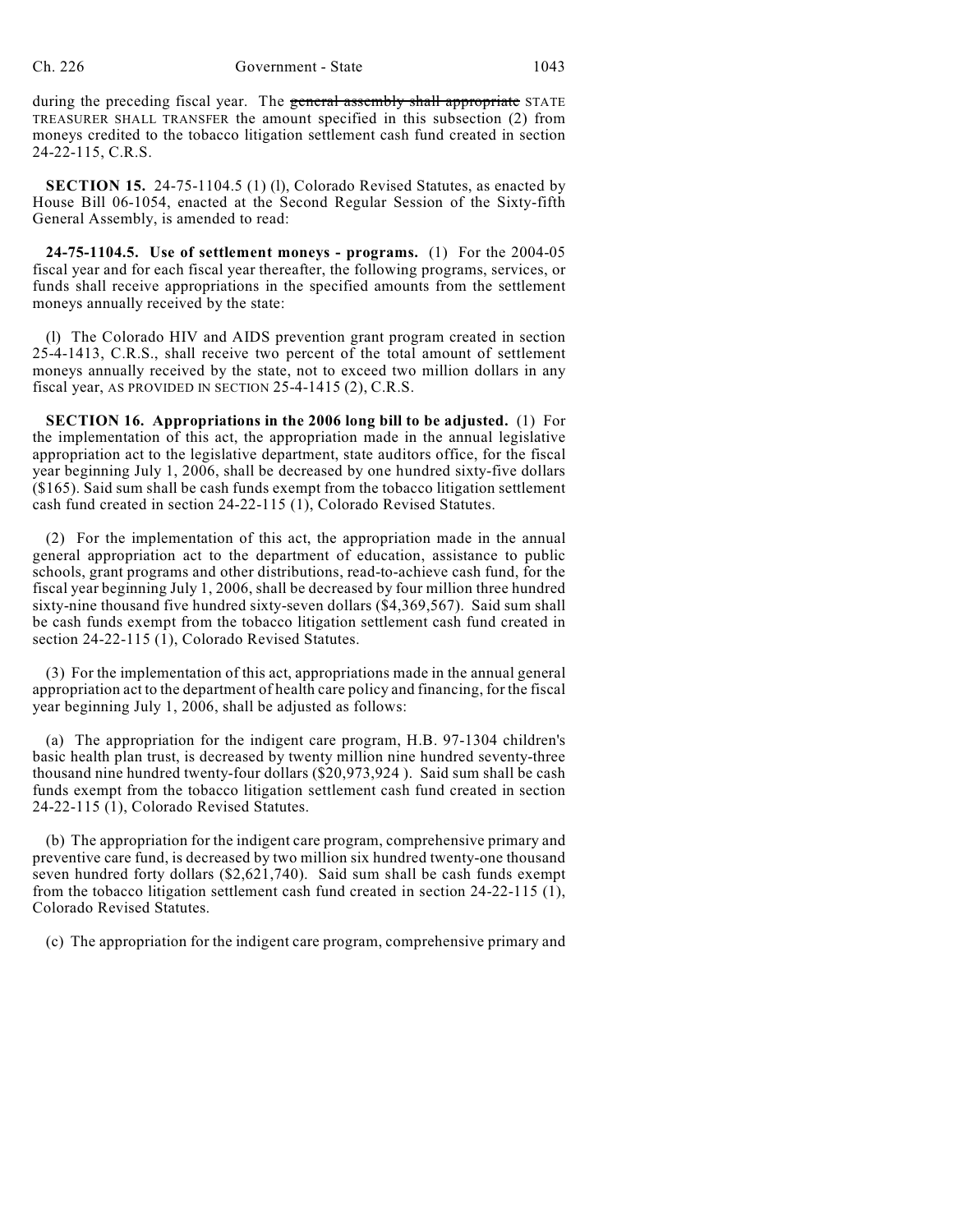during the preceding fiscal year. The ~~general assembly shall appropriate~~ STATE TREASURER SHALL TRANSFER the amount specified in this subsection (2) from moneys credited to the tobacco litigation settlement cash fund created in section 24-22-115, C.R.S.

**SECTION 15.** 24-75-1104.5 (1) (l), Colorado Revised Statutes, as enacted by House Bill 06-1054, enacted at the Second Regular Session of the Sixty-fifth General Assembly, is amended to read:

**24-75-1104.5. Use of settlement moneys - programs.** (1) For the 2004-05 fiscal year and for each fiscal year thereafter, the following programs, services, or funds shall receive appropriations in the specified amounts from the settlement moneys annually received by the state:

(l) The Colorado HIV and AIDS prevention grant program created in section 25-4-1413, C.R.S., shall receive two percent of the total amount of settlement moneys annually received by the state, not to exceed two million dollars in any fiscal year, AS PROVIDED IN SECTION 25-4-1415 (2), C.R.S.

**SECTION 16. Appropriations in the 2006 long bill to be adjusted.** (1) For the implementation of this act, the appropriation made in the annual legislative appropriation act to the legislative department, state auditors office, for the fiscal year beginning July 1, 2006, shall be decreased by one hundred sixty-five dollars ($165). Said sum shall be cash funds exempt from the tobacco litigation settlement cash fund created in section 24-22-115 (1), Colorado Revised Statutes.

(2) For the implementation of this act, the appropriation made in the annual general appropriation act to the department of education, assistance to public schools, grant programs and other distributions, read-to-achieve cash fund, for the fiscal year beginning July 1, 2006, shall be decreased by four million three hundred sixty-nine thousand five hundred sixty-seven dollars ($4,369,567). Said sum shall be cash funds exempt from the tobacco litigation settlement cash fund created in section 24-22-115 (1), Colorado Revised Statutes.

(3) For the implementation of this act, appropriations made in the annual general appropriation act to the department of health care policy and financing, for the fiscal year beginning July 1, 2006, shall be adjusted as follows:

(a) The appropriation for the indigent care program, H.B. 97-1304 children's basic health plan trust, is decreased by twenty million nine hundred seventy-three thousand nine hundred twenty-four dollars ($20,973,924 ). Said sum shall be cash funds exempt from the tobacco litigation settlement cash fund created in section 24-22-115 (1), Colorado Revised Statutes.

(b) The appropriation for the indigent care program, comprehensive primary and preventive care fund, is decreased by two million six hundred twenty-one thousand seven hundred forty dollars ($2,621,740). Said sum shall be cash funds exempt from the tobacco litigation settlement cash fund created in section 24-22-115 (1), Colorado Revised Statutes.

(c) The appropriation for the indigent care program, comprehensive primary and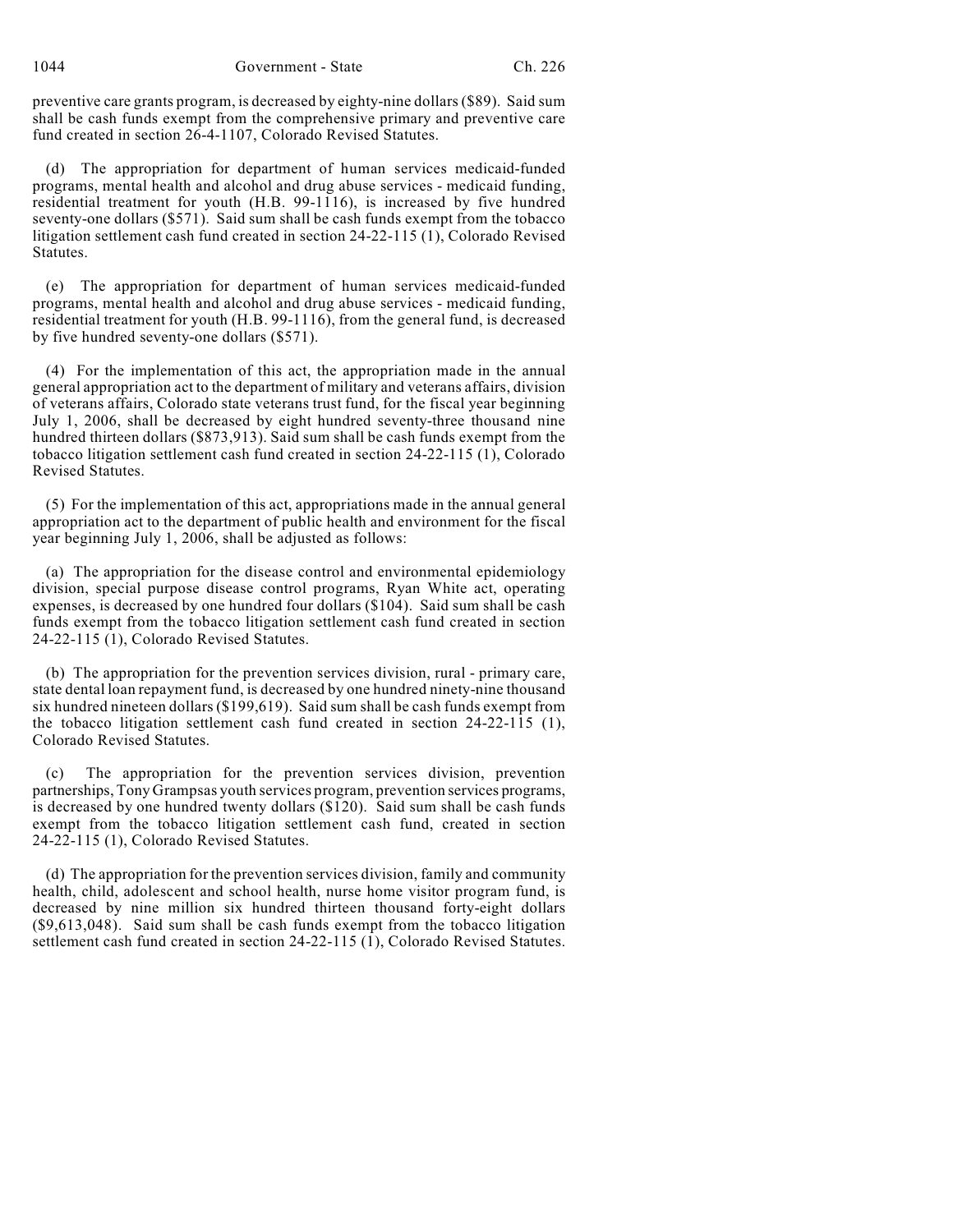preventive care grants program, is decreased by eighty-nine dollars ($89). Said sum shall be cash funds exempt from the comprehensive primary and preventive care fund created in section 26-4-1107, Colorado Revised Statutes.

(d) The appropriation for department of human services medicaid-funded programs, mental health and alcohol and drug abuse services - medicaid funding, residential treatment for youth (H.B. 99-1116), is increased by five hundred seventy-one dollars ($571). Said sum shall be cash funds exempt from the tobacco litigation settlement cash fund created in section 24-22-115 (1), Colorado Revised Statutes.

(e) The appropriation for department of human services medicaid-funded programs, mental health and alcohol and drug abuse services - medicaid funding, residential treatment for youth (H.B. 99-1116), from the general fund, is decreased by five hundred seventy-one dollars ($571).

(4) For the implementation of this act, the appropriation made in the annual general appropriation act to the department of military and veterans affairs, division of veterans affairs, Colorado state veterans trust fund, for the fiscal year beginning July 1, 2006, shall be decreased by eight hundred seventy-three thousand nine hundred thirteen dollars ($873,913). Said sum shall be cash funds exempt from the tobacco litigation settlement cash fund created in section 24-22-115 (1), Colorado Revised Statutes.

(5) For the implementation of this act, appropriations made in the annual general appropriation act to the department of public health and environment for the fiscal year beginning July 1, 2006, shall be adjusted as follows:

(a) The appropriation for the disease control and environmental epidemiology division, special purpose disease control programs, Ryan White act, operating expenses, is decreased by one hundred four dollars ($104). Said sum shall be cash funds exempt from the tobacco litigation settlement cash fund created in section 24-22-115 (1), Colorado Revised Statutes.

(b) The appropriation for the prevention services division, rural - primary care, state dental loan repayment fund, is decreased by one hundred ninety-nine thousand six hundred nineteen dollars ($199,619). Said sum shall be cash funds exempt from the tobacco litigation settlement cash fund created in section 24-22-115 (1), Colorado Revised Statutes.

(c) The appropriation for the prevention services division, prevention partnerships, Tony Grampsas youth services program, prevention services programs, is decreased by one hundred twenty dollars ($120). Said sum shall be cash funds exempt from the tobacco litigation settlement cash fund, created in section 24-22-115 (1), Colorado Revised Statutes.

(d) The appropriation for the prevention services division, family and community health, child, adolescent and school health, nurse home visitor program fund, is decreased by nine million six hundred thirteen thousand forty-eight dollars ($9,613,048). Said sum shall be cash funds exempt from the tobacco litigation settlement cash fund created in section 24-22-115 (1), Colorado Revised Statutes.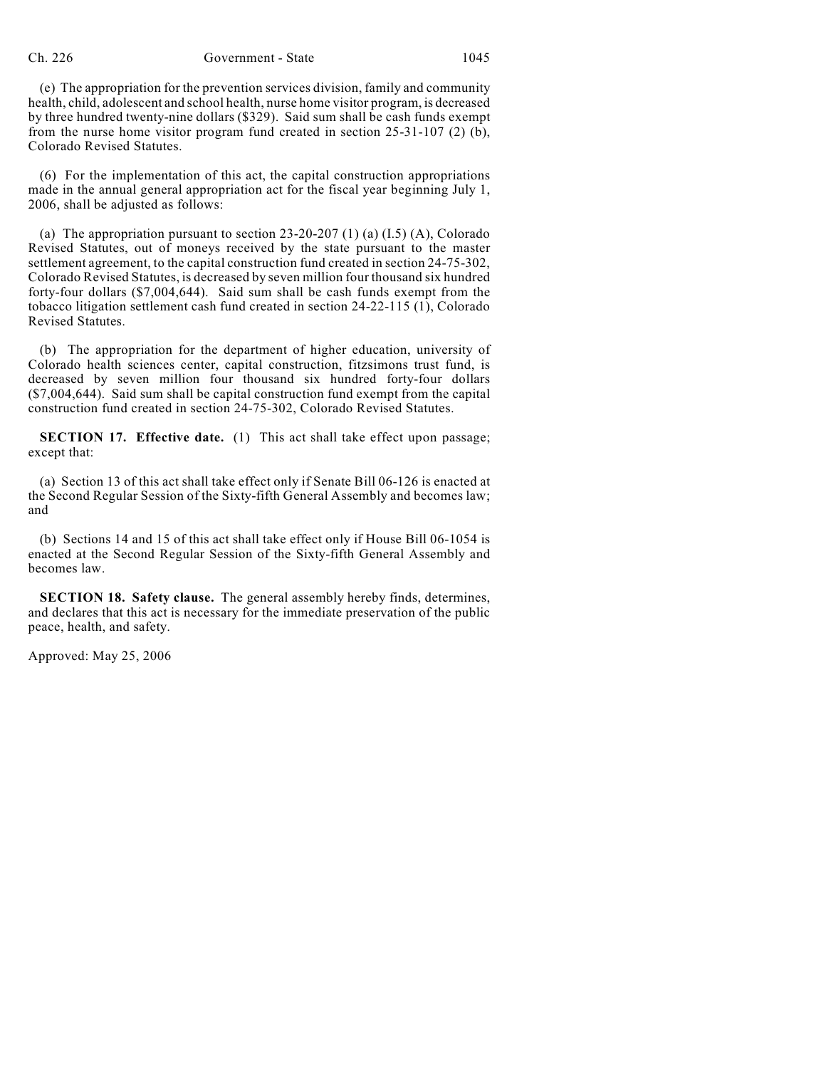(e) The appropriation for the prevention services division, family and community health, child, adolescent and school health, nurse home visitor program, is decreased by three hundred twenty-nine dollars ($329). Said sum shall be cash funds exempt from the nurse home visitor program fund created in section 25-31-107 (2) (b), Colorado Revised Statutes.

(6) For the implementation of this act, the capital construction appropriations made in the annual general appropriation act for the fiscal year beginning July 1, 2006, shall be adjusted as follows:

(a) The appropriation pursuant to section 23-20-207 (1) (a) (I.5) (A), Colorado Revised Statutes, out of moneys received by the state pursuant to the master settlement agreement, to the capital construction fund created in section 24-75-302, Colorado Revised Statutes, is decreased by seven million four thousand six hundred forty-four dollars ($7,004,644). Said sum shall be cash funds exempt from the tobacco litigation settlement cash fund created in section 24-22-115 (1), Colorado Revised Statutes.

(b) The appropriation for the department of higher education, university of Colorado health sciences center, capital construction, fitzsimons trust fund, is decreased by seven million four thousand six hundred forty-four dollars ($7,004,644). Said sum shall be capital construction fund exempt from the capital construction fund created in section 24-75-302, Colorado Revised Statutes.

**SECTION 17. Effective date.** (1) This act shall take effect upon passage; except that:

(a) Section 13 of this act shall take effect only if Senate Bill 06-126 is enacted at the Second Regular Session of the Sixty-fifth General Assembly and becomes law; and

(b) Sections 14 and 15 of this act shall take effect only if House Bill 06-1054 is enacted at the Second Regular Session of the Sixty-fifth General Assembly and becomes law.

**SECTION 18. Safety clause.** The general assembly hereby finds, determines, and declares that this act is necessary for the immediate preservation of the public peace, health, and safety.

Approved: May 25, 2006